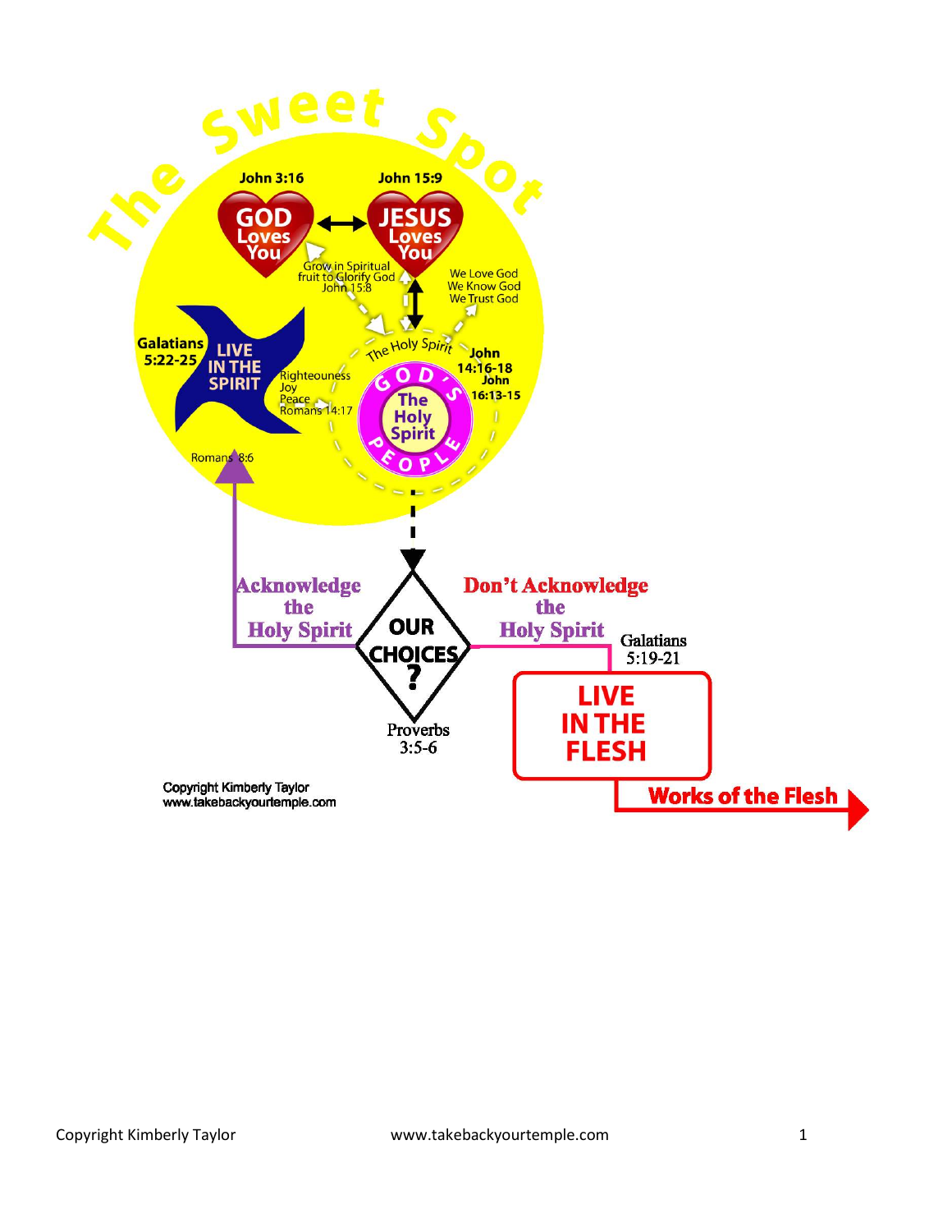# The Sweet Spot

John 3:16

**GOD Loves You**

John 15:9

**JESUS Loves You**

Grow in Spiritual fruit to Glorify God John 15:8

We Love God
We Know God
We Trust God

Galatians 5:22-25

**LIVE IN THE SPIRIT**

Righteouness
Joy
Peace
Romans 14:17

The Holy Spirit

John 14:16-18
John 16:13-15

**GOD'S PEOPLE**

**The Holy Spirit**

Romans 8:6

**Acknowledge the Holy Spirit**

**OUR CHOICES ?**

Proverbs 3:5-6

**Don't Acknowledge the Holy Spirit**

Galatians 5:19-21

**LIVE IN THE FLESH**

**Works of the Flesh**

Copyright Kimberly Taylor
www.takebackyourtemple.com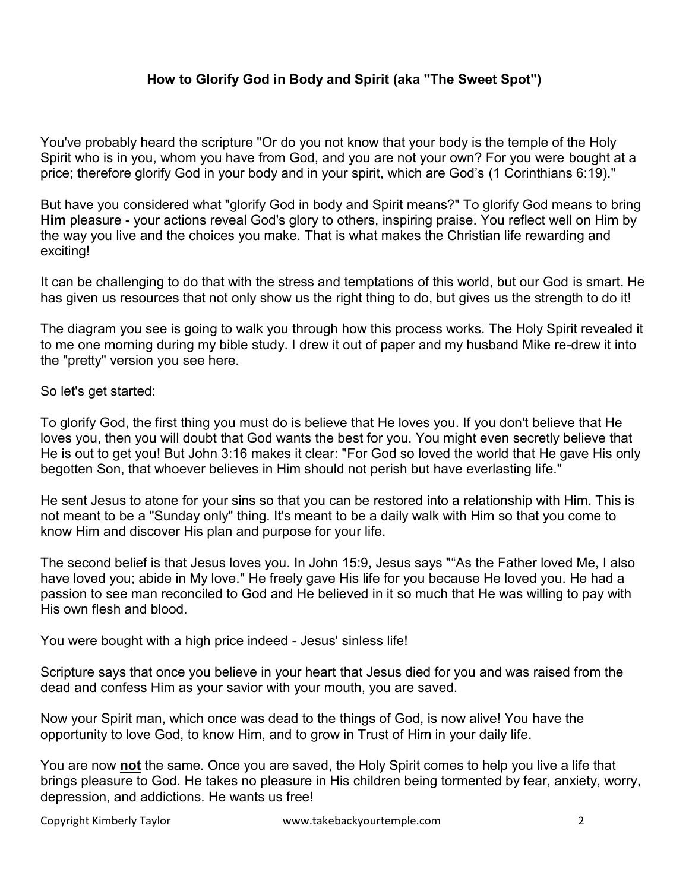**How to Glorify God in Body and Spirit (aka "The Sweet Spot")**

You've probably heard the scripture "Or do you not know that your body is the temple of the Holy Spirit who is in you, whom you have from God, and you are not your own? For you were bought at a price; therefore glorify God in your body and in your spirit, which are God's (1 Corinthians 6:19)."

But have you considered what "glorify God in body and Spirit means?" To glorify God means to bring **Him** pleasure - your actions reveal God's glory to others, inspiring praise. You reflect well on Him by the way you live and the choices you make. That is what makes the Christian life rewarding and exciting!

It can be challenging to do that with the stress and temptations of this world, but our God is smart. He has given us resources that not only show us the right thing to do, but gives us the strength to do it!

The diagram you see is going to walk you through how this process works. The Holy Spirit revealed it to me one morning during my bible study. I drew it out of paper and my husband Mike re-drew it into the "pretty" version you see here.

So let's get started:

To glorify God, the first thing you must do is believe that He loves you. If you don't believe that He loves you, then you will doubt that God wants the best for you. You might even secretly believe that He is out to get you! But John 3:16 makes it clear: "For God so loved the world that He gave His only begotten Son, that whoever believes in Him should not perish but have everlasting life."

He sent Jesus to atone for your sins so that you can be restored into a relationship with Him. This is not meant to be a "Sunday only" thing. It's meant to be a daily walk with Him so that you come to know Him and discover His plan and purpose for your life.

The second belief is that Jesus loves you. In John 15:9, Jesus says "“As the Father loved Me, I also have loved you; abide in My love." He freely gave His life for you because He loved you. He had a passion to see man reconciled to God and He believed in it so much that He was willing to pay with His own flesh and blood.

You were bought with a high price indeed - Jesus' sinless life!

Scripture says that once you believe in your heart that Jesus died for you and was raised from the dead and confess Him as your savior with your mouth, you are saved.

Now your Spirit man, which once was dead to the things of God, is now alive! You have the opportunity to love God, to know Him, and to grow in Trust of Him in your daily life.

You are now **<u>not</u>** the same. Once you are saved, the Holy Spirit comes to help you live a life that brings pleasure to God. He takes no pleasure in His children being tormented by fear, anxiety, worry, depression, and addictions. He wants us free!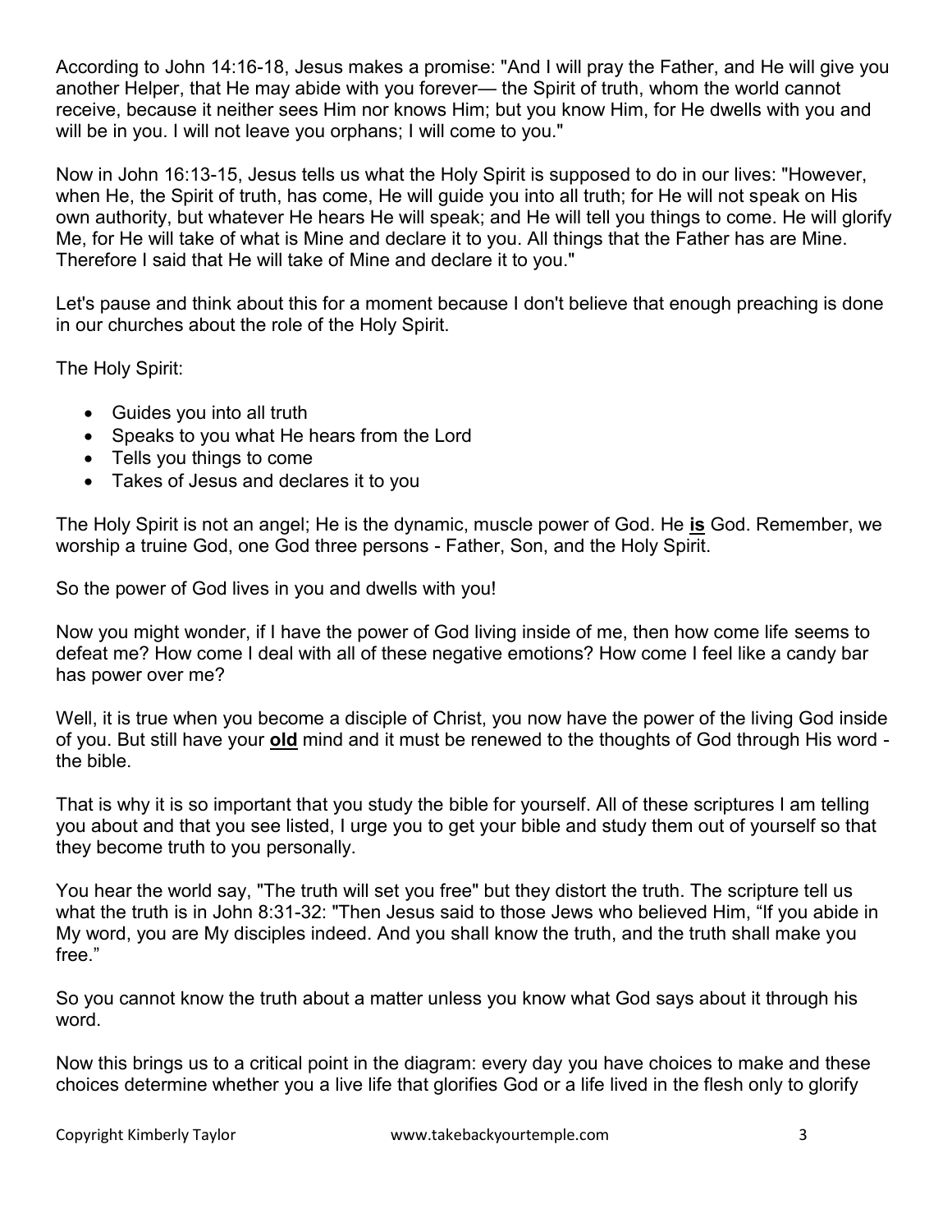According to John 14:16-18, Jesus makes a promise: "And I will pray the Father, and He will give you another Helper, that He may abide with you forever— the Spirit of truth, whom the world cannot receive, because it neither sees Him nor knows Him; but you know Him, for He dwells with you and will be in you. I will not leave you orphans; I will come to you."

Now in John 16:13-15, Jesus tells us what the Holy Spirit is supposed to do in our lives: "However, when He, the Spirit of truth, has come, He will guide you into all truth; for He will not speak on His own authority, but whatever He hears He will speak; and He will tell you things to come. He will glorify Me, for He will take of what is Mine and declare it to you. All things that the Father has are Mine. Therefore I said that He will take of Mine and declare it to you."

Let's pause and think about this for a moment because I don't believe that enough preaching is done in our churches about the role of the Holy Spirit.

The Holy Spirit:

- Guides you into all truth
- Speaks to you what He hears from the Lord
- Tells you things to come
- Takes of Jesus and declares it to you

The Holy Spirit is not an angel; He is the dynamic, muscle power of God. He **is** God. Remember, we worship a truine God, one God three persons - Father, Son, and the Holy Spirit.

So the power of God lives in you and dwells with you!

Now you might wonder, if I have the power of God living inside of me, then how come life seems to defeat me? How come I deal with all of these negative emotions? How come I feel like a candy bar has power over me?

Well, it is true when you become a disciple of Christ, you now have the power of the living God inside of you. But still have your **old** mind and it must be renewed to the thoughts of God through His word - the bible.

That is why it is so important that you study the bible for yourself. All of these scriptures I am telling you about and that you see listed, I urge you to get your bible and study them out of yourself so that they become truth to you personally.

You hear the world say, "The truth will set you free" but they distort the truth. The scripture tell us what the truth is in John 8:31-32: "Then Jesus said to those Jews who believed Him, "If you abide in My word, you are My disciples indeed. And you shall know the truth, and the truth shall make you free."

So you cannot know the truth about a matter unless you know what God says about it through his word.

Now this brings us to a critical point in the diagram: every day you have choices to make and these choices determine whether you a live life that glorifies God or a life lived in the flesh only to glorify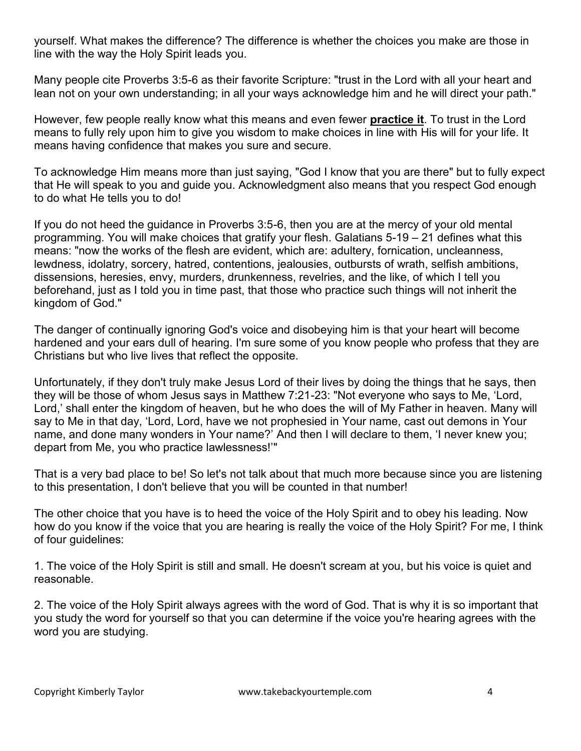yourself. What makes the difference? The difference is whether the choices you make are those in line with the way the Holy Spirit leads you.

Many people cite Proverbs 3:5-6 as their favorite Scripture: "trust in the Lord with all your heart and lean not on your own understanding; in all your ways acknowledge him and he will direct your path."

However, few people really know what this means and even fewer **practice it**. To trust in the Lord means to fully rely upon him to give you wisdom to make choices in line with His will for your life. It means having confidence that makes you sure and secure.

To acknowledge Him means more than just saying, "God I know that you are there" but to fully expect that He will speak to you and guide you. Acknowledgment also means that you respect God enough to do what He tells you to do!

If you do not heed the guidance in Proverbs 3:5-6, then you are at the mercy of your old mental programming. You will make choices that gratify your flesh. Galatians 5-19 – 21 defines what this means: "now the works of the flesh are evident, which are: adultery, fornication, uncleanness, lewdness, idolatry, sorcery, hatred, contentions, jealousies, outbursts of wrath, selfish ambitions, dissensions, heresies, envy, murders, drunkenness, revelries, and the like, of which I tell you beforehand, just as I told you in time past, that those who practice such things will not inherit the kingdom of God."

The danger of continually ignoring God's voice and disobeying him is that your heart will become hardened and your ears dull of hearing. I'm sure some of you know people who profess that they are Christians but who live lives that reflect the opposite.

Unfortunately, if they don't truly make Jesus Lord of their lives by doing the things that he says, then they will be those of whom Jesus says in Matthew 7:21-23: "Not everyone who says to Me, 'Lord, Lord,' shall enter the kingdom of heaven, but he who does the will of My Father in heaven. Many will say to Me in that day, 'Lord, Lord, have we not prophesied in Your name, cast out demons in Your name, and done many wonders in Your name?' And then I will declare to them, 'I never knew you; depart from Me, you who practice lawlessness!'"

That is a very bad place to be! So let's not talk about that much more because since you are listening to this presentation, I don't believe that you will be counted in that number!

The other choice that you have is to heed the voice of the Holy Spirit and to obey his leading. Now how do you know if the voice that you are hearing is really the voice of the Holy Spirit? For me, I think of four guidelines:

1. The voice of the Holy Spirit is still and small. He doesn't scream at you, but his voice is quiet and reasonable.

2. The voice of the Holy Spirit always agrees with the word of God. That is why it is so important that you study the word for yourself so that you can determine if the voice you're hearing agrees with the word you are studying.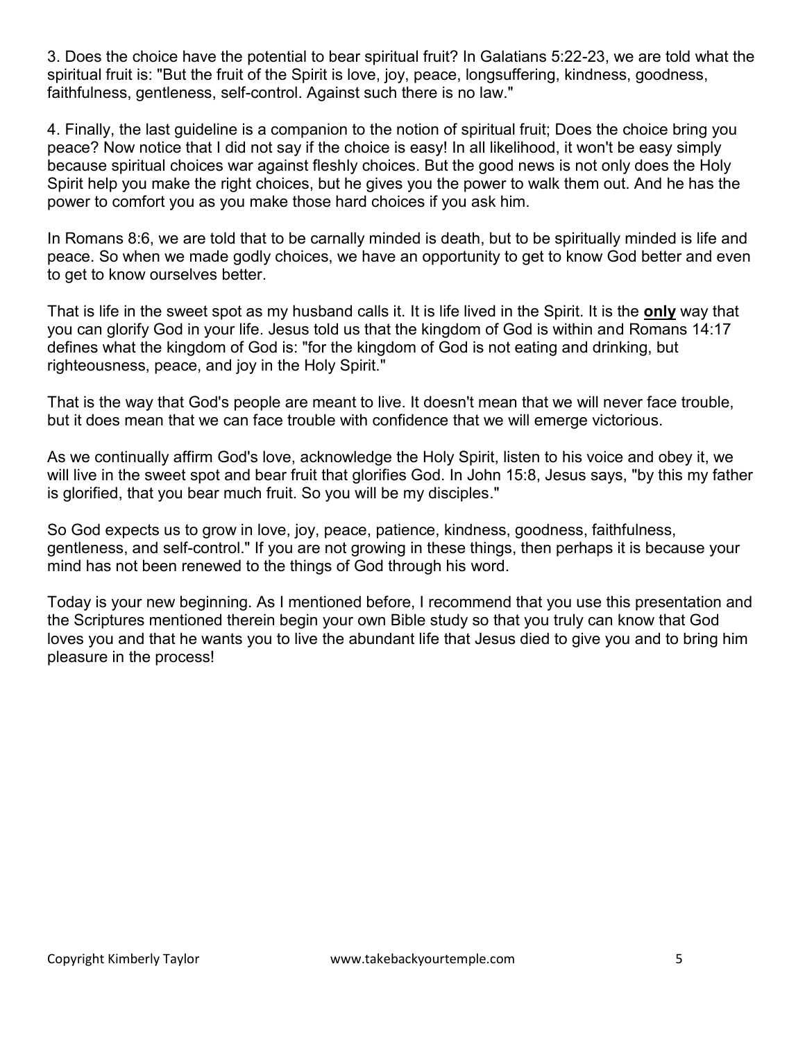3. Does the choice have the potential to bear spiritual fruit? In Galatians 5:22-23, we are told what the spiritual fruit is: "But the fruit of the Spirit is love, joy, peace, longsuffering, kindness, goodness, faithfulness, gentleness, self-control. Against such there is no law."

4. Finally, the last guideline is a companion to the notion of spiritual fruit; Does the choice bring you peace? Now notice that I did not say if the choice is easy! In all likelihood, it won't be easy simply because spiritual choices war against fleshly choices. But the good news is not only does the Holy Spirit help you make the right choices, but he gives you the power to walk them out. And he has the power to comfort you as you make those hard choices if you ask him.

In Romans 8:6, we are told that to be carnally minded is death, but to be spiritually minded is life and peace. So when we made godly choices, we have an opportunity to get to know God better and even to get to know ourselves better.

That is life in the sweet spot as my husband calls it. It is life lived in the Spirit. It is the **only** way that you can glorify God in your life. Jesus told us that the kingdom of God is within and Romans 14:17 defines what the kingdom of God is: "for the kingdom of God is not eating and drinking, but righteousness, peace, and joy in the Holy Spirit."

That is the way that God's people are meant to live. It doesn't mean that we will never face trouble, but it does mean that we can face trouble with confidence that we will emerge victorious.

As we continually affirm God's love, acknowledge the Holy Spirit, listen to his voice and obey it, we will live in the sweet spot and bear fruit that glorifies God. In John 15:8, Jesus says, "by this my father is glorified, that you bear much fruit. So you will be my disciples."

So God expects us to grow in love, joy, peace, patience, kindness, goodness, faithfulness, gentleness, and self-control." If you are not growing in these things, then perhaps it is because your mind has not been renewed to the things of God through his word.

Today is your new beginning. As I mentioned before, I recommend that you use this presentation and the Scriptures mentioned therein begin your own Bible study so that you truly can know that God loves you and that he wants you to live the abundant life that Jesus died to give you and to bring him pleasure in the process!